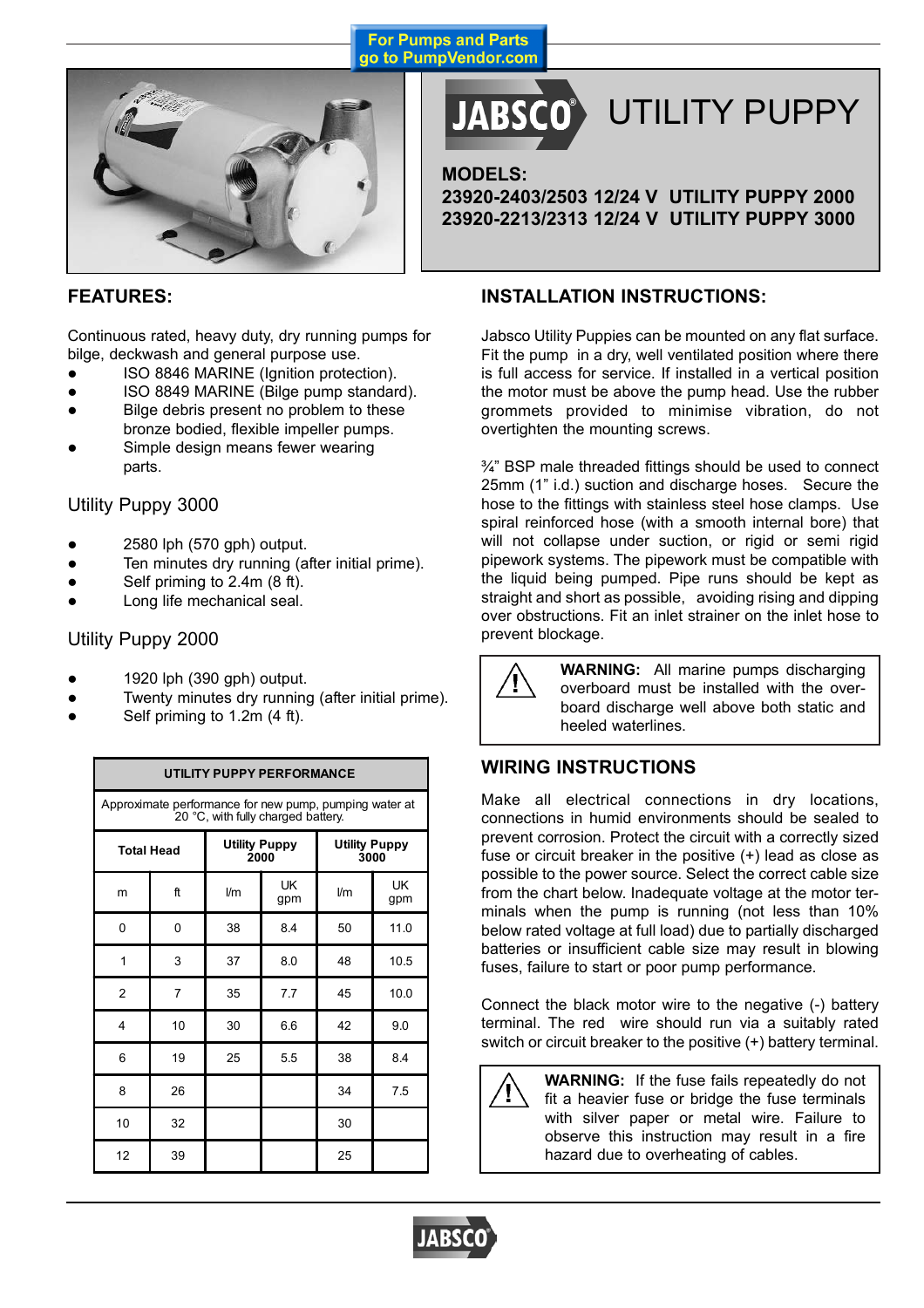For Pumps and Parts go to PumpVendor.com

# JABSCO UTILITY PUPPY

**MODELS:**
**23920-2403/2503 12/24 V UTILITY PUPPY 2000**
**23920-2213/2313 12/24 V UTILITY PUPPY 3000**

## FEATURES:

Continuous rated, heavy duty, dry running pumps for bilge, deckwash and general purpose use.

- ISO 8846 MARINE (Ignition protection).
- ISO 8849 MARINE (Bilge pump standard).
- Bilge debris present no problem to these bronze bodied, flexible impeller pumps.
- Simple design means fewer wearing parts.

### Utility Puppy 3000

- 2580 lph (570 gph) output.
- Ten minutes dry running (after initial prime).
- Self priming to 2.4m (8 ft).
- Long life mechanical seal.

### Utility Puppy 2000

- 1920 lph (390 gph) output.
- Twenty minutes dry running (after initial prime).
- Self priming to 1.2m (4 ft).

**UTILITY PUPPY PERFORMANCE**

Approximate performance for new pump, pumping water at 20 °C, with fully charged battery.

| Total Head | | Utility Puppy 2000 | | Utility Puppy 3000 | |
|---|---|---|---|---|---|
| m | ft | l/m | UK gpm | l/m | UK gpm |
| 0 | 0 | 38 | 8.4 | 50 | 11.0 |
| 1 | 3 | 37 | 8.0 | 48 | 10.5 |
| 2 | 7 | 35 | 7.7 | 45 | 10.0 |
| 4 | 10 | 30 | 6.6 | 42 | 9.0 |
| 6 | 19 | 25 | 5.5 | 38 | 8.4 |
| 8 | 26 | | | 34 | 7.5 |
| 10 | 32 | | | 30 | |
| 12 | 39 | | | 25 | |

## INSTALLATION INSTRUCTIONS:

Jabsco Utility Puppies can be mounted on any flat surface. Fit the pump in a dry, well ventilated position where there is full access for service. If installed in a vertical position the motor must be above the pump head. Use the rubber grommets provided to minimise vibration, do not overtighten the mounting screws.

¾" BSP male threaded fittings should be used to connect 25mm (1" i.d.) suction and discharge hoses. Secure the hose to the fittings with stainless steel hose clamps. Use spiral reinforced hose (with a smooth internal bore) that will not collapse under suction, or rigid or semi rigid pipework systems. The pipework must be compatible with the liquid being pumped. Pipe runs should be kept as straight and short as possible, avoiding rising and dipping over obstructions. Fit an inlet strainer on the inlet hose to prevent blockage.

**WARNING:** All marine pumps discharging overboard must be installed with the overboard discharge well above both static and heeled waterlines.

## WIRING INSTRUCTIONS

Make all electrical connections in dry locations, connections in humid environments should be sealed to prevent corrosion. Protect the circuit with a correctly sized fuse or circuit breaker in the positive (+) lead as close as possible to the power source. Select the correct cable size from the chart below. Inadequate voltage at the motor terminals when the pump is running (not less than 10% below rated voltage at full load) due to partially discharged batteries or insufficient cable size may result in blowing fuses, failure to start or poor pump performance.

Connect the black motor wire to the negative (-) battery terminal. The red wire should run via a suitably rated switch or circuit breaker to the positive (+) battery terminal.

**WARNING:** If the fuse fails repeatedly do not fit a heavier fuse or bridge the fuse terminals with silver paper or metal wire. Failure to observe this instruction may result in a fire hazard due to overheating of cables.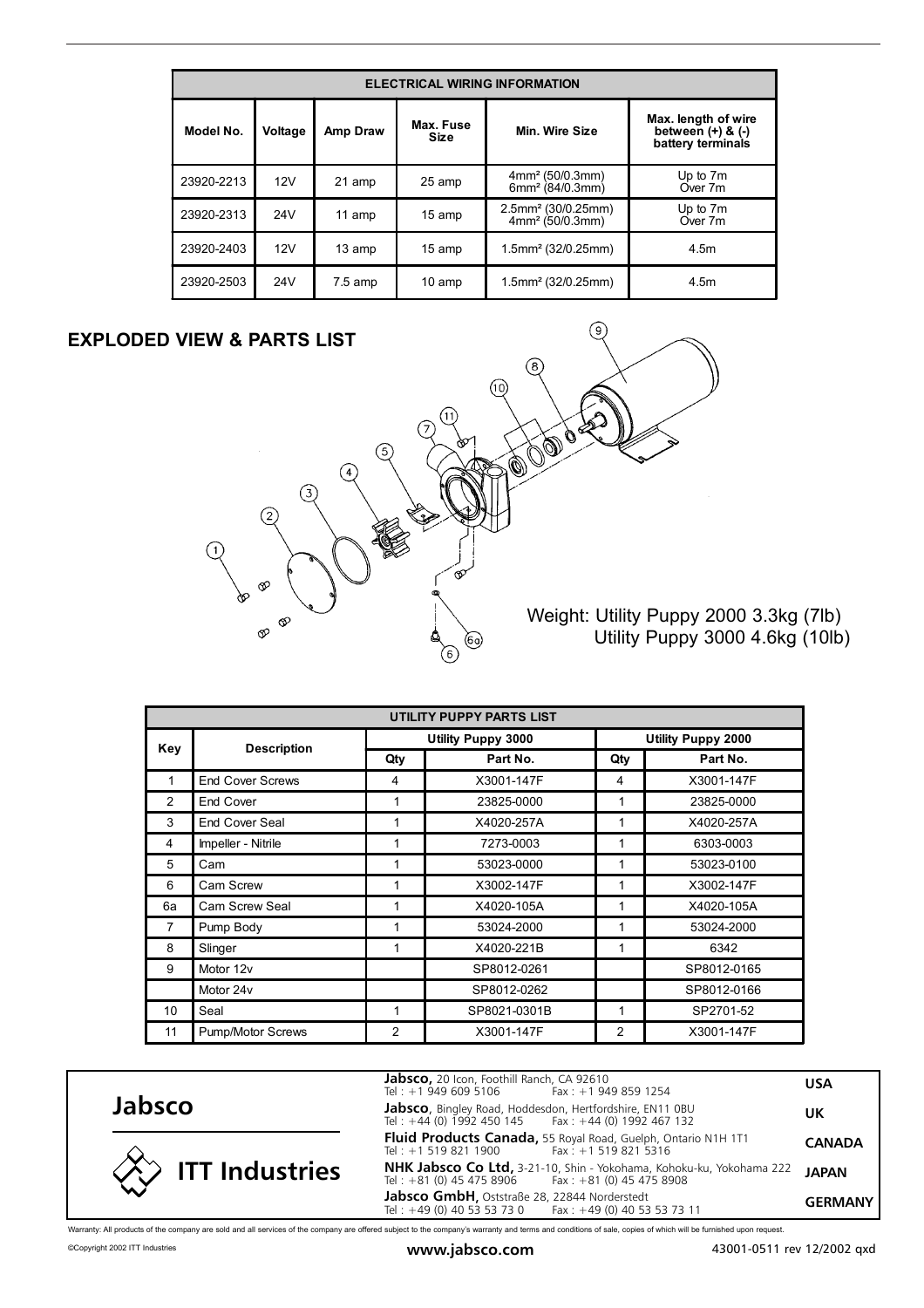| ELECTRICAL WIRING INFORMATION | | | | | |
|---|---|---|---|---|---|
| Model No. | Voltage | Amp Draw | Max. Fuse Size | Min. Wire Size | Max. length of wire between (+) & (-) battery terminals |
| 23920-2213 | 12V | 21 amp | 25 amp | 4mm² (50/0.3mm)<br>6mm² (84/0.3mm) | Up to 7m<br>Over 7m |
| 23920-2313 | 24V | 11 amp | 15 amp | 2.5mm² (30/0.25mm)<br>4mm² (50/0.3mm) | Up to 7m<br>Over 7m |
| 23920-2403 | 12V | 13 amp | 15 amp | 1.5mm² (32/0.25mm) | 4.5m |
| 23920-2503 | 24V | 7.5 amp | 10 amp | 1.5mm² (32/0.25mm) | 4.5m |

## EXPLODED VIEW & PARTS LIST

1
2
3
4
5
6
6a
7
8
9
10
11

Weight: Utility Puppy 2000 3.3kg (7lb)
Utility Puppy 3000 4.6kg (10lb)

| UTILITY PUPPY PARTS LIST | | | | | |
|---|---|---|---|---|---|
| Key | Description | Utility Puppy 3000 | | Utility Puppy 2000 | |
| | | Qty | Part No. | Qty | Part No. |
| 1 | End Cover Screws | 4 | X3001-147F | 4 | X3001-147F |
| 2 | End Cover | 1 | 23825-0000 | 1 | 23825-0000 |
| 3 | End Cover Seal | 1 | X4020-257A | 1 | X4020-257A |
| 4 | Impeller - Nitrile | 1 | 7273-0003 | 1 | 6303-0003 |
| 5 | Cam | 1 | 53023-0000 | 1 | 53023-0100 |
| 6 | Cam Screw | 1 | X3002-147F | 1 | X3002-147F |
| 6a | Cam Screw Seal | 1 | X4020-105A | 1 | X4020-105A |
| 7 | Pump Body | 1 | 53024-2000 | 1 | 53024-2000 |
| 8 | Slinger | 1 | X4020-221B | 1 | 6342 |
| 9 | Motor 12v | | SP8012-0261 | | SP8012-0165 |
| | Motor 24v | | SP8012-0262 | | SP8012-0166 |
| 10 | Seal | 1 | SP8021-0301B | 1 | SP2701-52 |
| 11 | Pump/Motor Screws | 2 | X3001-147F | 2 | X3001-147F |

**Jabsco**

**ITT Industries**

| | |
|---|---|
| **Jabsco,** 20 Icon, Foothill Ranch, CA 92610<br>Tel : +1 949 609 5106 Fax : +1 949 859 1254 | **USA** |
| **Jabsco**, Bingley Road, Hoddesdon, Hertfordshire, EN11 0BU<br>Tel : +44 (0) 1992 450 145 Fax : +44 (0) 1992 467 132 | **UK** |
| **Fluid Products Canada,** 55 Royal Road, Guelph, Ontario N1H 1T1<br>Tel : +1 519 821 1900 Fax : +1 519 821 5316 | **CANADA** |
| **NHK Jabsco Co Ltd,** 3-21-10, Shin - Yokohama, Kohoku-ku, Yokohama 222<br>Tel : +81 (0) 45 475 8906 Fax : +81 (0) 45 475 8908 | **JAPAN** |
| **Jabsco GmbH,** Oststraße 28, 22844 Norderstedt<br>Tel : +49 (0) 40 53 53 73 0 Fax : +49 (0) 40 53 53 73 11 | **GERMANY** |

Warranty: All products of the company are sold and all services of the company are offered subject to the company's warranty and terms and conditions of sale, copies of which will be furnished upon request.

©Copyright 2002 ITT Industries

**www.jabsco.com**

43001-0511 rev 12/2002 qxd